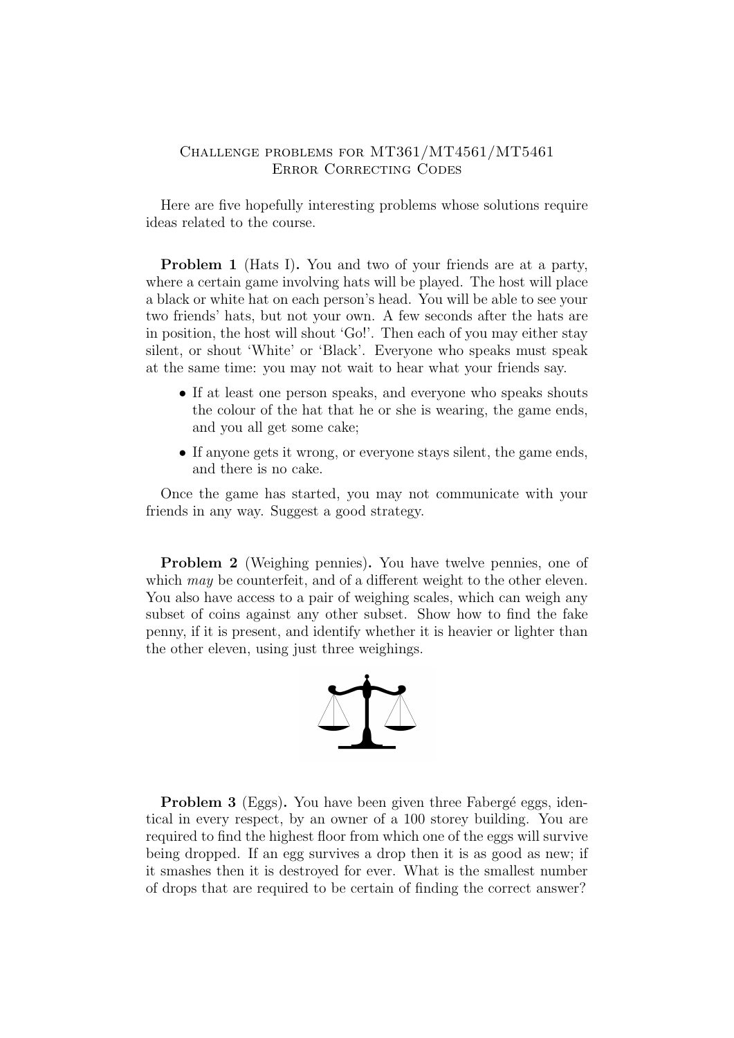# Challenge problems for MT361/MT4561/MT5461
## Error Correcting Codes

Here are five hopefully interesting problems whose solutions require ideas related to the course.

**Problem 1** (Hats I)**.** You and two of your friends are at a party, where a certain game involving hats will be played. The host will place a black or white hat on each person's head. You will be able to see your two friends' hats, but not your own. A few seconds after the hats are in position, the host will shout 'Go!'. Then each of you may either stay silent, or shout 'White' or 'Black'. Everyone who speaks must speak at the same time: you may not wait to hear what your friends say.

- If at least one person speaks, and everyone who speaks shouts the colour of the hat that he or she is wearing, the game ends, and you all get some cake;
- If anyone gets it wrong, or everyone stays silent, the game ends, and there is no cake.

Once the game has started, you may not communicate with your friends in any way. Suggest a good strategy.

**Problem 2** (Weighing pennies)**.** You have twelve pennies, one of which *may* be counterfeit, and of a different weight to the other eleven. You also have access to a pair of weighing scales, which can weigh any subset of coins against any other subset. Show how to find the fake penny, if it is present, and identify whether it is heavier or lighter than the other eleven, using just three weighings.

**Problem 3** (Eggs)**.** You have been given three Fabergé eggs, identical in every respect, by an owner of a 100 storey building. You are required to find the highest floor from which one of the eggs will survive being dropped. If an egg survives a drop then it is as good as new; if it smashes then it is destroyed for ever. What is the smallest number of drops that are required to be certain of finding the correct answer?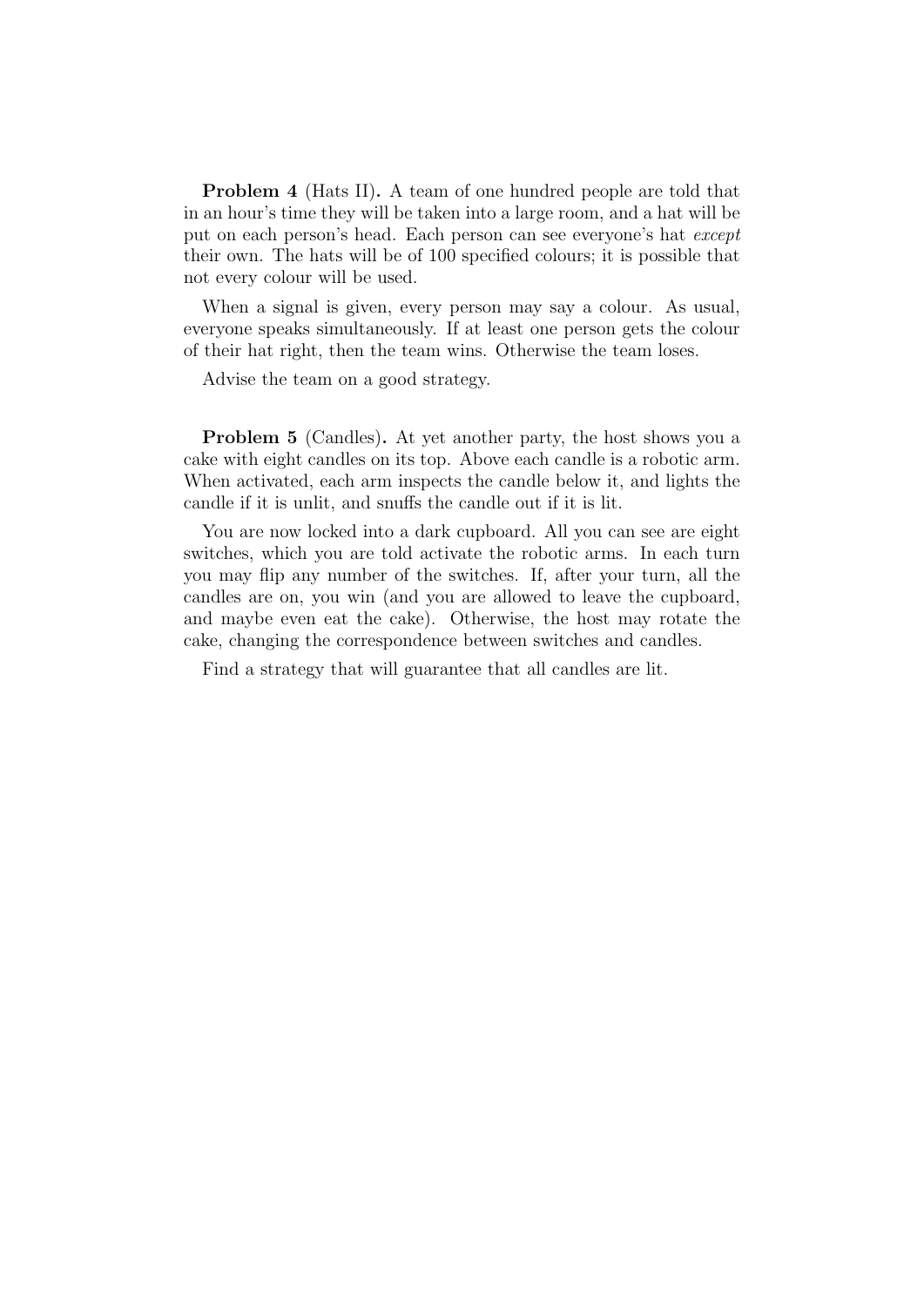**Problem 4** (Hats II)**.** A team of one hundred people are told that in an hour's time they will be taken into a large room, and a hat will be put on each person's head. Each person can see everyone's hat *except* their own. The hats will be of 100 specified colours; it is possible that not every colour will be used.

When a signal is given, every person may say a colour. As usual, everyone speaks simultaneously. If at least one person gets the colour of their hat right, then the team wins. Otherwise the team loses.

Advise the team on a good strategy.

**Problem 5** (Candles)**.** At yet another party, the host shows you a cake with eight candles on its top. Above each candle is a robotic arm. When activated, each arm inspects the candle below it, and lights the candle if it is unlit, and snuffs the candle out if it is lit.

You are now locked into a dark cupboard. All you can see are eight switches, which you are told activate the robotic arms. In each turn you may flip any number of the switches. If, after your turn, all the candles are on, you win (and you are allowed to leave the cupboard, and maybe even eat the cake). Otherwise, the host may rotate the cake, changing the correspondence between switches and candles.

Find a strategy that will guarantee that all candles are lit.